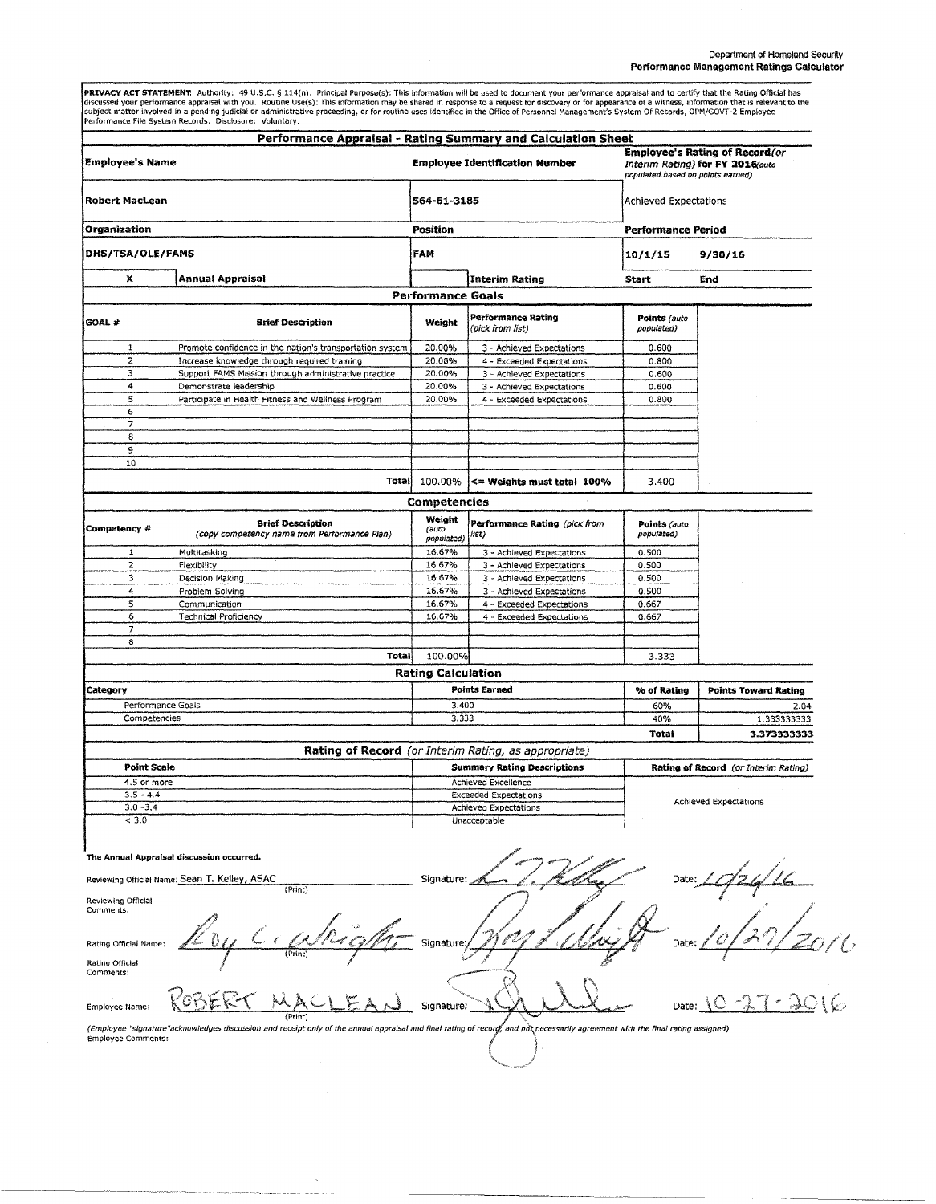Department of Homeland Security
**Performance Management Ratings Calculator**

**PRIVACY ACT STATEMENT**: Authority: 49 U.S.C. § 114(n). Principal Purpose(s): This information will be used to document your performance appraisal and to certify that the Rating Official has discussed your performance appraisal with you. Routine Use(s): This information may be shared in response to a request for discovery or for appearance of a witness, information that is relevant to the subject matter involved in a pending judicial or administrative proceeding, or for routine uses identified in the Office of Personnel Management's System Of Records, OPM/GOVT-2 Employee Performance File System Records. Disclosure: Voluntary.

## Performance Appraisal - Rating Summary and Calculation Sheet

| Employee's Name | Employee Identification Number | Employee's Rating of Record *(or Interim Rating)* for FY 2016 *(auto populated based on points earned)* |
|---|---|---|
| Robert MacLean | 564-61-3185 | Achieved Expectations |
| **Organization** | **Position** | **Performance Period** |
| DHS/TSA/OLE/FAMS | FAM | 10/1/15 – 9/30/16 |
| X Annual Appraisal | Interim Rating | Start – End |

### Performance Goals

| GOAL # | Brief Description | Weight | Performance Rating *(pick from list)* | Points *(auto populated)* |
|---|---|---|---|---|
| 1 | Promote confidence in the nation's transportation system | 20.00% | 3 - Achieved Expectations | 0.600 |
| 2 | Increase knowledge through required training | 20.00% | 4 - Exceeded Expectations | 0.800 |
| 3 | Support FAMS Mission through administrative practice | 20.00% | 3 - Achieved Expectations | 0.600 |
| 4 | Demonstrate leadership | 20.00% | 3 - Achieved Expectations | 0.600 |
| 5 | Participate in Health Fitness and Wellness Program | 20.00% | 4 - Exceeded Expectations | 0.800 |
| 6 | | | | |
| 7 | | | | |
| 8 | | | | |
| 9 | | | | |
| 10 | | | | |
| | **Total** | 100.00% | **<= Weights must total 100%** | 3.400 |

### Competencies

| Competency # | Brief Description *(copy competency name from Performance Plan)* | Weight *(auto populated)* | Performance Rating *(pick from list)* | Points *(auto populated)* |
|---|---|---|---|---|
| 1 | Multitasking | 16.67% | 3 - Achieved Expectations | 0.500 |
| 2 | Flexibility | 16.67% | 3 - Achieved Expectations | 0.500 |
| 3 | Decision Making | 16.67% | 3 - Achieved Expectations | 0.500 |
| 4 | Problem Solving | 16.67% | 3 - Achieved Expectations | 0.500 |
| 5 | Communication | 16.67% | 4 - Exceeded Expectations | 0.667 |
| 6 | Technical Proficiency | 16.67% | 4 - Exceeded Expectations | 0.667 |
| 7 | | | | |
| 8 | | | | |
| | **Total** | 100.00% | | 3.333 |

### Rating Calculation

| Category | Points Earned | % of Rating | Points Toward Rating |
|---|---|---|---|
| Performance Goals | 3.400 | 60% | 2.04 |
| Competencies | 3.333 | 40% | 1.333333333 |
| | | **Total** | **3.373333333** |

### Rating of Record *(or Interim Rating, as appropriate)*

| Point Scale | Summary Rating Descriptions | Rating of Record *(or Interim Rating)* |
|---|---|---|
| 4.5 or more | Achieved Excellence | |
| 3.5 - 4.4 | Exceeded Expectations | Achieved Expectations |
| 3.0 -3.4 | Achieved Expectations | |
| < 3.0 | Unacceptable | |

**The Annual Appraisal discussion occurred.**

Reviewing Official Name: Sean T. Kelley, ASAC (Print) Signature: [signature] Date: 10/24/16

Reviewing Official Comments:

Rating Official Name: Roy C. Wright (Print) Signature: [signature] Date: 10/27/2016

Rating Official Comments:

Employee Name: ROBERT MACLEAN (Print) Signature: [signature] Date: 10-27-2016

*(Employee "signature" acknowledges discussion and receipt only of the annual appraisal and final rating of record, and not necessarily agreement with the final rating assigned)*

Employee Comments: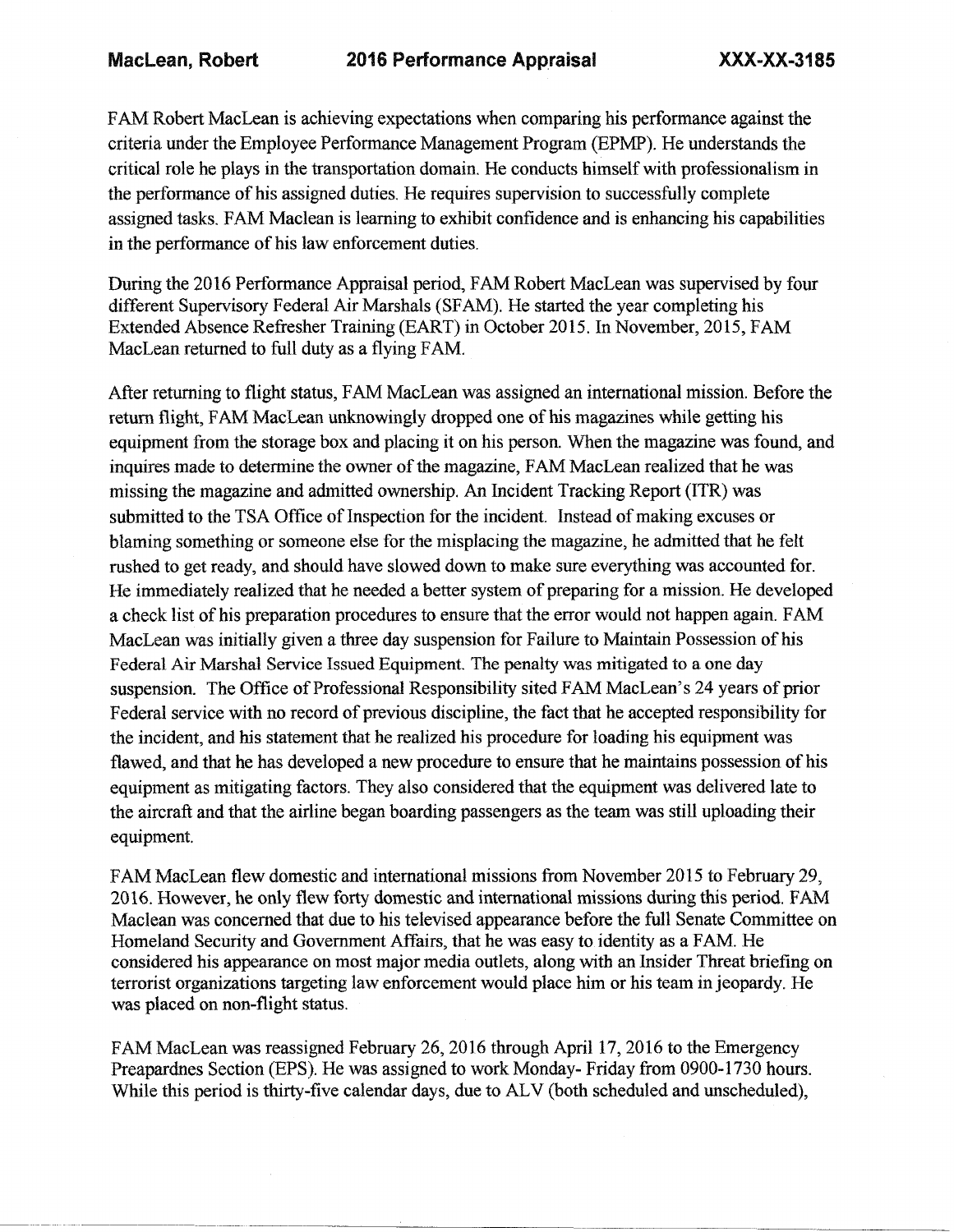FAM Robert MacLean is achieving expectations when comparing his performance against the criteria under the Employee Performance Management Program (EPMP). He understands the critical role he plays in the transportation domain. He conducts himself with professionalism in the performance of his assigned duties. He requires supervision to successfully complete assigned tasks. FAM Maclean is learning to exhibit confidence and is enhancing his capabilities in the performance of his law enforcement duties.

During the 2016 Performance Appraisal period, FAM Robert MacLean was supervised by four different Supervisory Federal Air Marshals (SFAM). He started the year completing his Extended Absence Refresher Training (EART) in October 2015. In November, 2015, FAM MacLean returned to full duty as a flying FAM.

After returning to flight status, FAM MacLean was assigned an international mission. Before the return flight, FAM MacLean unknowingly dropped one of his magazines while getting his equipment from the storage box and placing it on his person. When the magazine was found, and inquires made to determine the owner of the magazine, FAM MacLean realized that he was missing the magazine and admitted ownership. An Incident Tracking Report (ITR) was submitted to the TSA Office of Inspection for the incident. Instead of making excuses or blaming something or someone else for the misplacing the magazine, he admitted that he felt rushed to get ready, and should have slowed down to make sure everything was accounted for. He immediately realized that he needed a better system of preparing for a mission. He developed a check list of his preparation procedures to ensure that the error would not happen again. FAM MacLean was initially given a three day suspension for Failure to Maintain Possession of his Federal Air Marshal Service Issued Equipment. The penalty was mitigated to a one day suspension. The Office of Professional Responsibility sited FAM MacLean's 24 years of prior Federal service with no record of previous discipline, the fact that he accepted responsibility for the incident, and his statement that he realized his procedure for loading his equipment was flawed, and that he has developed a new procedure to ensure that he maintains possession of his equipment as mitigating factors. They also considered that the equipment was delivered late to the aircraft and that the airline began boarding passengers as the team was still uploading their equipment.

FAM MacLean flew domestic and international missions from November 2015 to February 29, 2016. However, he only flew forty domestic and international missions during this period. FAM Maclean was concerned that due to his televised appearance before the full Senate Committee on Homeland Security and Government Affairs, that he was easy to identity as a FAM. He considered his appearance on most major media outlets, along with an Insider Threat briefing on terrorist organizations targeting law enforcement would place him or his team in jeopardy. He was placed on non-flight status.

FAM MacLean was reassigned February 26, 2016 through April 17, 2016 to the Emergency Preapardnes Section (EPS). He was assigned to work Monday- Friday from 0900-1730 hours. While this period is thirty-five calendar days, due to ALV (both scheduled and unscheduled),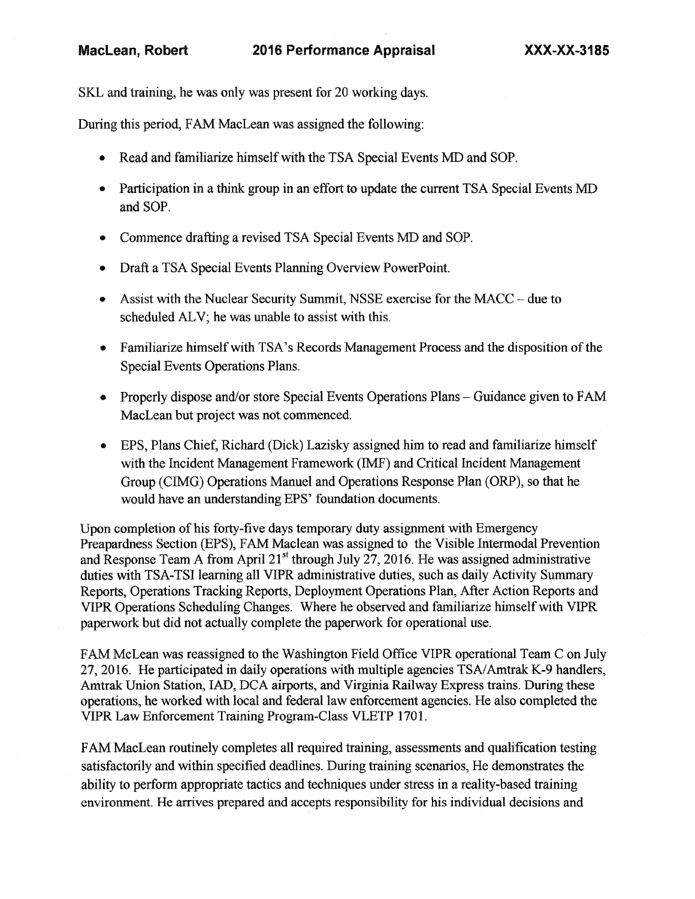SKL and training, he was only was present for 20 working days.

During this period, FAM MacLean was assigned the following:

- Read and familiarize himself with the TSA Special Events MD and SOP.
- Participation in a think group in an effort to update the current TSA Special Events MD and SOP.
- Commence drafting a revised TSA Special Events MD and SOP.
- Draft a TSA Special Events Planning Overview PowerPoint.
- Assist with the Nuclear Security Summit, NSSE exercise for the MACC – due to scheduled ALV; he was unable to assist with this.
- Familiarize himself with TSA's Records Management Process and the disposition of the Special Events Operations Plans.
- Properly dispose and/or store Special Events Operations Plans – Guidance given to FAM MacLean but project was not commenced.
- EPS, Plans Chief, Richard (Dick) Lazisky assigned him to read and familiarize himself with the Incident Management Framework (IMF) and Critical Incident Management Group (CIMG) Operations Manuel and Operations Response Plan (ORP), so that he would have an understanding EPS' foundation documents.

Upon completion of his forty-five days temporary duty assignment with Emergency Preapardness Section (EPS), FAM Maclean was assigned to the Visible Intermodal Prevention and Response Team A from April 21st through July 27, 2016. He was assigned administrative duties with TSA-TSI learning all VIPR administrative duties, such as daily Activity Summary Reports, Operations Tracking Reports, Deployment Operations Plan, After Action Reports and VIPR Operations Scheduling Changes. Where he observed and familiarize himself with VIPR paperwork but did not actually complete the paperwork for operational use.

FAM McLean was reassigned to the Washington Field Office VIPR operational Team C on July 27, 2016. He participated in daily operations with multiple agencies TSA/Amtrak K-9 handlers, Amtrak Union Station, IAD, DCA airports, and Virginia Railway Express trains. During these operations, he worked with local and federal law enforcement agencies. He also completed the VIPR Law Enforcement Training Program-Class VLETP 1701.

FAM MacLean routinely completes all required training, assessments and qualification testing satisfactorily and within specified deadlines. During training scenarios, He demonstrates the ability to perform appropriate tactics and techniques under stress in a reality-based training environment. He arrives prepared and accepts responsibility for his individual decisions and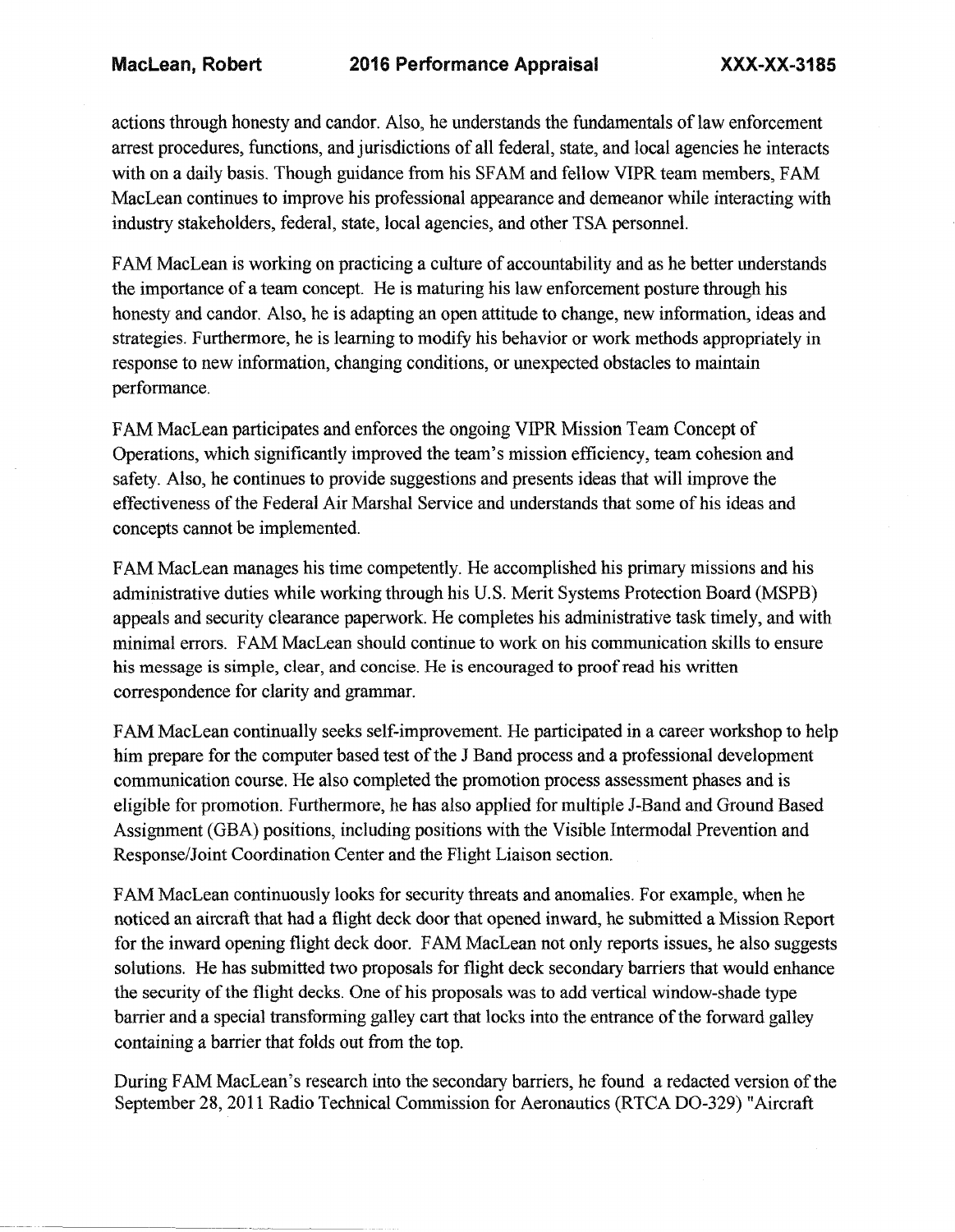actions through honesty and candor. Also, he understands the fundamentals of law enforcement arrest procedures, functions, and jurisdictions of all federal, state, and local agencies he interacts with on a daily basis. Though guidance from his SFAM and fellow VIPR team members, FAM MacLean continues to improve his professional appearance and demeanor while interacting with industry stakeholders, federal, state, local agencies, and other TSA personnel.

FAM MacLean is working on practicing a culture of accountability and as he better understands the importance of a team concept. He is maturing his law enforcement posture through his honesty and candor. Also, he is adapting an open attitude to change, new information, ideas and strategies. Furthermore, he is learning to modify his behavior or work methods appropriately in response to new information, changing conditions, or unexpected obstacles to maintain performance.

FAM MacLean participates and enforces the ongoing VIPR Mission Team Concept of Operations, which significantly improved the team's mission efficiency, team cohesion and safety. Also, he continues to provide suggestions and presents ideas that will improve the effectiveness of the Federal Air Marshal Service and understands that some of his ideas and concepts cannot be implemented.

FAM MacLean manages his time competently. He accomplished his primary missions and his administrative duties while working through his U.S. Merit Systems Protection Board (MSPB) appeals and security clearance paperwork. He completes his administrative task timely, and with minimal errors. FAM MacLean should continue to work on his communication skills to ensure his message is simple, clear, and concise. He is encouraged to proof read his written correspondence for clarity and grammar.

FAM MacLean continually seeks self-improvement. He participated in a career workshop to help him prepare for the computer based test of the J Band process and a professional development communication course. He also completed the promotion process assessment phases and is eligible for promotion. Furthermore, he has also applied for multiple J-Band and Ground Based Assignment (GBA) positions, including positions with the Visible Intermodal Prevention and Response/Joint Coordination Center and the Flight Liaison section.

FAM MacLean continuously looks for security threats and anomalies. For example, when he noticed an aircraft that had a flight deck door that opened inward, he submitted a Mission Report for the inward opening flight deck door. FAM MacLean not only reports issues, he also suggests solutions. He has submitted two proposals for flight deck secondary barriers that would enhance the security of the flight decks. One of his proposals was to add vertical window-shade type barrier and a special transforming galley cart that locks into the entrance of the forward galley containing a barrier that folds out from the top.

During FAM MacLean's research into the secondary barriers, he found a redacted version of the September 28, 2011 Radio Technical Commission for Aeronautics (RTCA DO-329) "Aircraft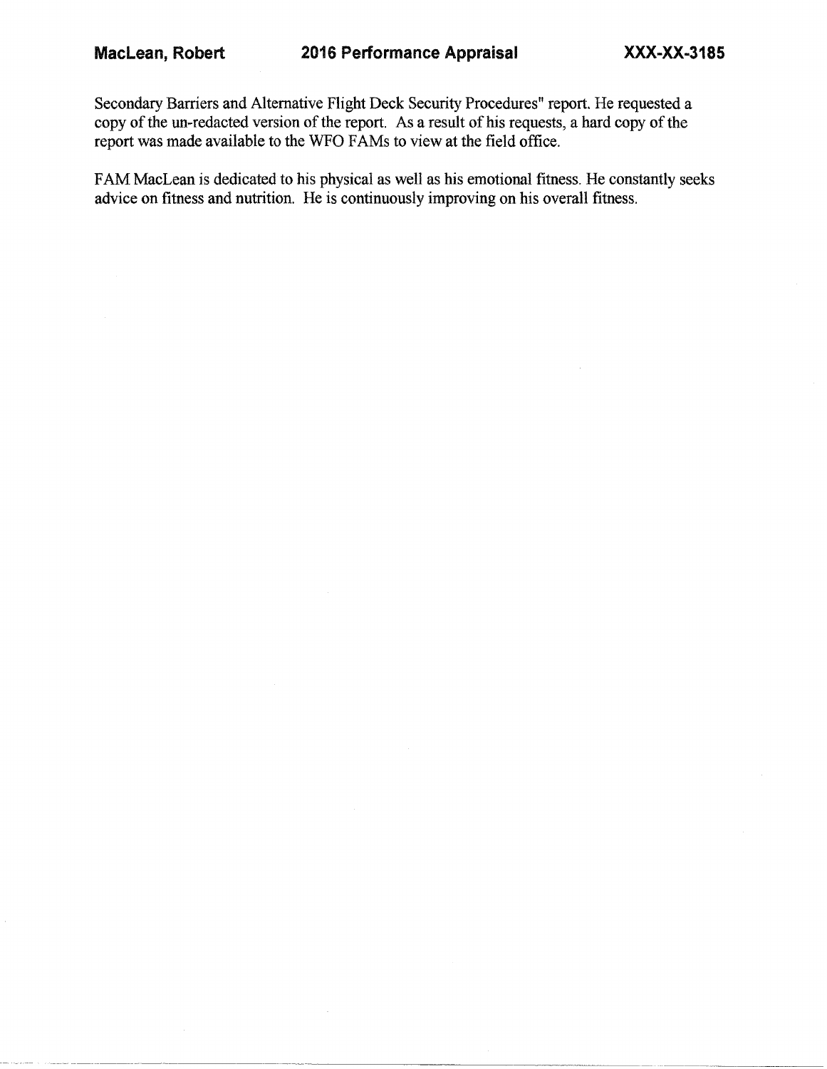Secondary Barriers and Alternative Flight Deck Security Procedures" report. He requested a copy of the un-redacted version of the report. As a result of his requests, a hard copy of the report was made available to the WFO FAMs to view at the field office.

FAM MacLean is dedicated to his physical as well as his emotional fitness. He constantly seeks advice on fitness and nutrition. He is continuously improving on his overall fitness.